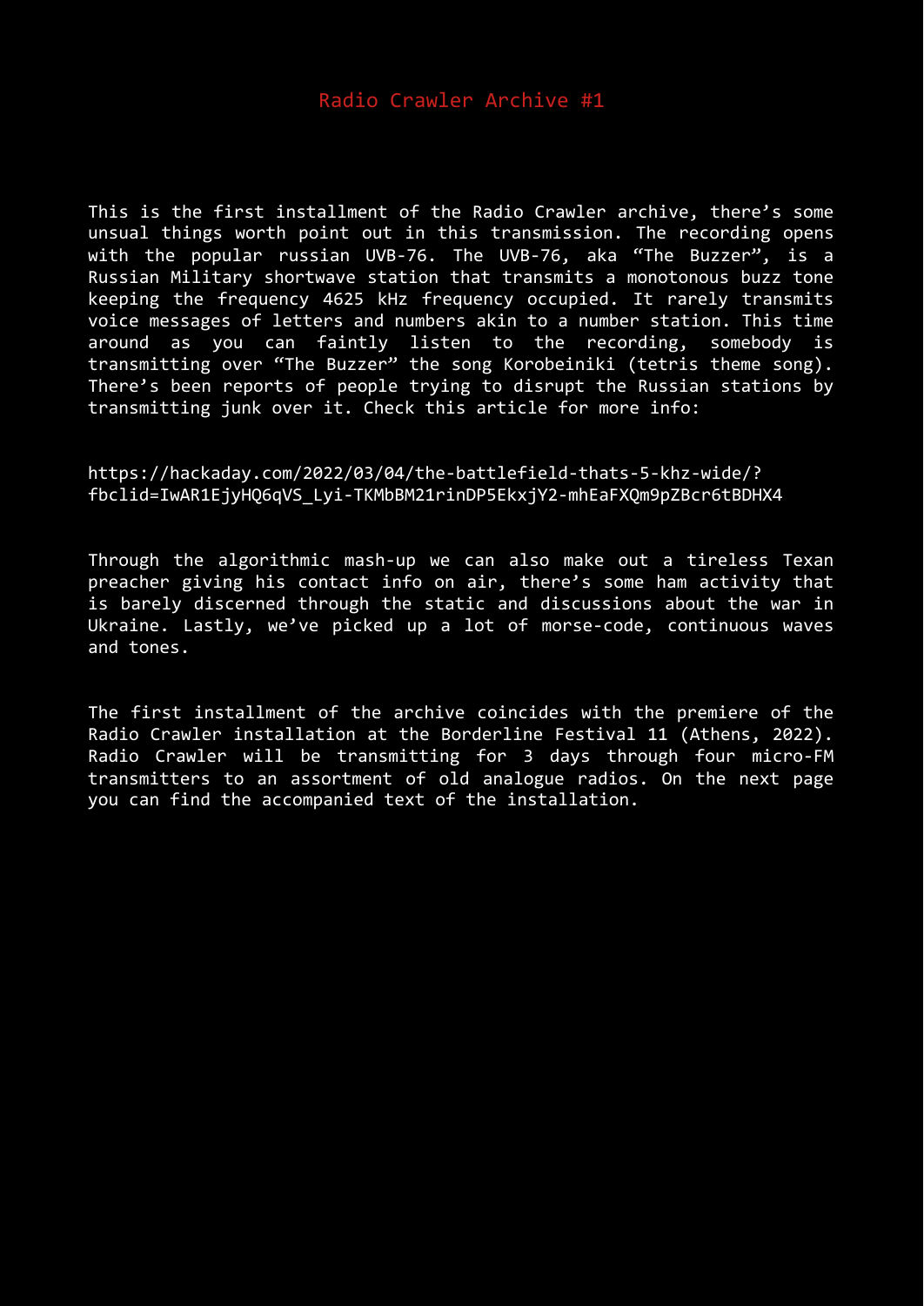# Radio Crawler Archive #1

This is the first installment of the Radio Crawler archive, there's some unsual things worth point out in this transmission. The recording opens with the popular russian UVB-76. The UVB-76, aka “The Buzzer”, is a Russian Military shortwave station that transmits a monotonous buzz tone keeping the frequency 4625 kHz frequency occupied. It rarely transmits voice messages of letters and numbers akin to a number station. This time around as you can faintly listen to the recording, somebody is transmitting over “The Buzzer” the song Korobeiniki (tetris theme song). There's been reports of people trying to disrupt the Russian stations by transmitting junk over it. Check this article for more info:

https://hackaday.com/2022/03/04/the-battlefield-thats-5-khz-wide/?fbclid=IwAR1EjyHQ6qVS_Lyi-TKMbBM21rinDP5EkxjY2-mhEaFXQm9pZBcr6tBDHX4

Through the algorithmic mash-up we can also make out a tireless Texan preacher giving his contact info on air, there's some ham activity that is barely discerned through the static and discussions about the war in Ukraine. Lastly, we've picked up a lot of morse-code, continuous waves and tones.

The first installment of the archive coincides with the premiere of the Radio Crawler installation at the Borderline Festival 11 (Athens, 2022). Radio Crawler will be transmitting for 3 days through four micro-FM transmitters to an assortment of old analogue radios. On the next page you can find the accompanied text of the installation.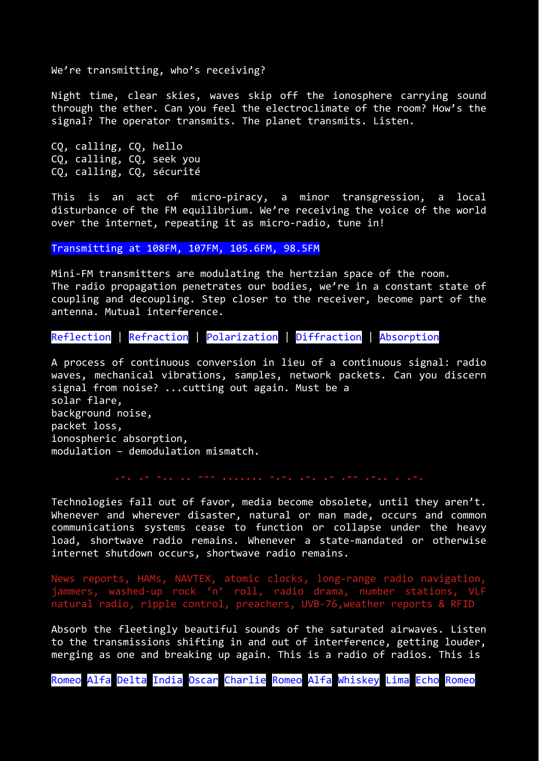We’re transmitting, who’s receiving?

Night time, clear skies, waves skip off the ionosphere carrying sound through the ether. Can you feel the electroclimate of the room? How’s the signal? The operator transmits. The planet transmits. Listen.

CQ, calling, CQ, hello
CQ, calling, CQ, seek you
CQ, calling, CQ, sécurité

This is an act of micro-piracy, a minor transgression, a local disturbance of the FM equilibrium. We’re receiving the voice of the world over the internet, repeating it as micro-radio, tune in!

Transmitting at 108FM, 107FM, 105.6FM, 98.5FM

Mini-FM transmitters are modulating the hertzian space of the room. The radio propagation penetrates our bodies, we’re in a constant state of coupling and decoupling. Step closer to the receiver, become part of the antenna. Mutual interference.

Reflection | Refraction | Polarization | Diffraction | Absorption

A process of continuous conversion in lieu of a continuous signal: radio waves, mechanical vibrations, samples, network packets. Can you discern signal from noise? ...cutting out again. Must be a
solar flare,
background noise,
packet loss,
ionospheric absorption,
modulation – demodulation mismatch.

.-. .- -.. .. --- ....... -.-. .-. .- .-- .-.. . .-.

Technologies fall out of favor, media become obsolete, until they aren’t. Whenever and wherever disaster, natural or man made, occurs and common communications systems cease to function or collapse under the heavy load, shortwave radio remains. Whenever a state-mandated or otherwise internet shutdown occurs, shortwave radio remains.

News reports, HAMs, NAVTEX, atomic clocks, long-range radio navigation, jammers, washed-up rock ‘n’ roll, radio drama, number stations, VLF natural radio, ripple control, preachers, UVB-76,weather reports & RFID

Absorb the fleetingly beautiful sounds of the saturated airwaves. Listen to the transmissions shifting in and out of interference, getting louder, merging as one and breaking up again. This is a radio of radios. This is

Romeo Alfa Delta India Oscar Charlie Romeo Alfa Whiskey Lima Echo Romeo